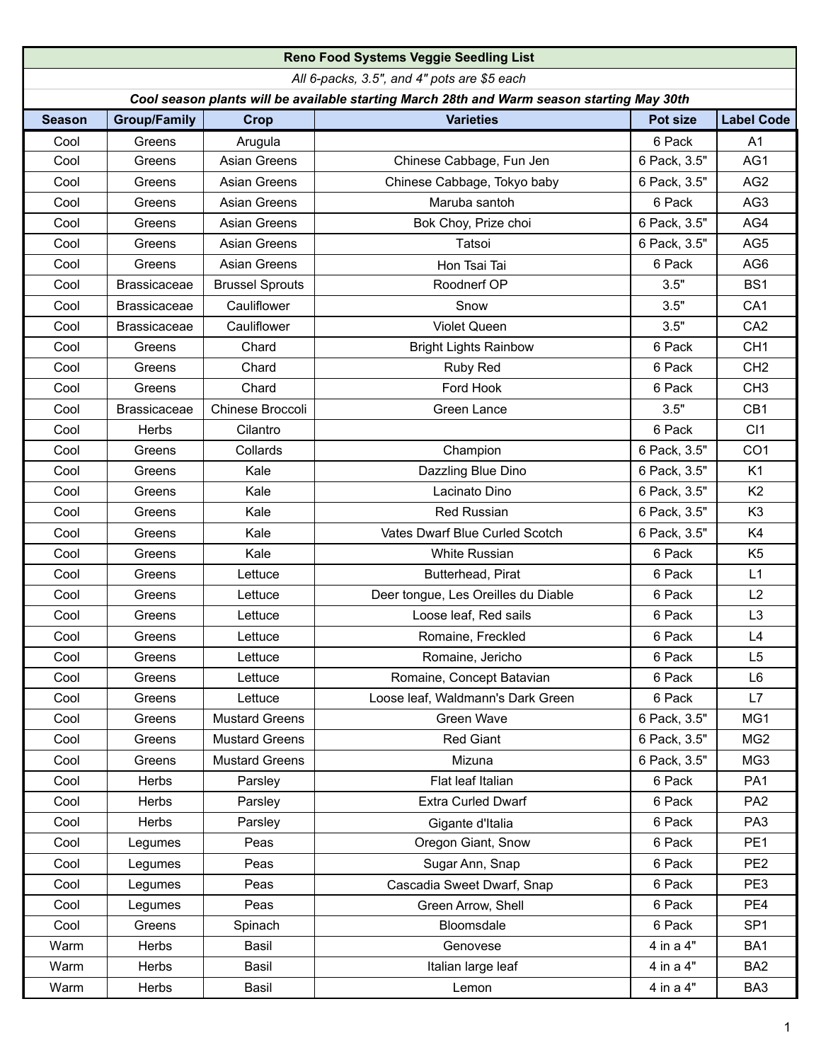| Reno Food Systems Veggie Seedling List | | | | | |
|---|---|---|---|---|---|
| *All 6-packs, 3.5", and 4" pots are $5 each* | | | | | |
| ***Cool season plants will be available starting March 28th and Warm season starting May 30th*** | | | | | |
| **Season** | **Group/Family** | **Crop** | **Varieties** | **Pot size** | **Label Code** |
| Cool | Greens | Arugula | | 6 Pack | A1 |
| Cool | Greens | Asian Greens | Chinese Cabbage, Fun Jen | 6 Pack, 3.5" | AG1 |
| Cool | Greens | Asian Greens | Chinese Cabbage, Tokyo baby | 6 Pack, 3.5" | AG2 |
| Cool | Greens | Asian Greens | Maruba santoh | 6 Pack | AG3 |
| Cool | Greens | Asian Greens | Bok Choy, Prize choi | 6 Pack, 3.5" | AG4 |
| Cool | Greens | Asian Greens | Tatsoi | 6 Pack, 3.5" | AG5 |
| Cool | Greens | Asian Greens | Hon Tsai Tai | 6 Pack | AG6 |
| Cool | Brassicaceae | Brussel Sprouts | Roodnerf OP | 3.5" | BS1 |
| Cool | Brassicaceae | Cauliflower | Snow | 3.5" | CA1 |
| Cool | Brassicaceae | Cauliflower | Violet Queen | 3.5" | CA2 |
| Cool | Greens | Chard | Bright Lights Rainbow | 6 Pack | CH1 |
| Cool | Greens | Chard | Ruby Red | 6 Pack | CH2 |
| Cool | Greens | Chard | Ford Hook | 6 Pack | CH3 |
| Cool | Brassicaceae | Chinese Broccoli | Green Lance | 3.5" | CB1 |
| Cool | Herbs | Cilantro | | 6 Pack | CI1 |
| Cool | Greens | Collards | Champion | 6 Pack, 3.5" | CO1 |
| Cool | Greens | Kale | Dazzling Blue Dino | 6 Pack, 3.5" | K1 |
| Cool | Greens | Kale | Lacinato Dino | 6 Pack, 3.5" | K2 |
| Cool | Greens | Kale | Red Russian | 6 Pack, 3.5" | K3 |
| Cool | Greens | Kale | Vates Dwarf Blue Curled Scotch | 6 Pack, 3.5" | K4 |
| Cool | Greens | Kale | White Russian | 6 Pack | K5 |
| Cool | Greens | Lettuce | Butterhead, Pirat | 6 Pack | L1 |
| Cool | Greens | Lettuce | Deer tongue, Les Oreilles du Diable | 6 Pack | L2 |
| Cool | Greens | Lettuce | Loose leaf, Red sails | 6 Pack | L3 |
| Cool | Greens | Lettuce | Romaine, Freckled | 6 Pack | L4 |
| Cool | Greens | Lettuce | Romaine, Jericho | 6 Pack | L5 |
| Cool | Greens | Lettuce | Romaine, Concept Batavian | 6 Pack | L6 |
| Cool | Greens | Lettuce | Loose leaf, Waldmann's Dark Green | 6 Pack | L7 |
| Cool | Greens | Mustard Greens | Green Wave | 6 Pack, 3.5" | MG1 |
| Cool | Greens | Mustard Greens | Red Giant | 6 Pack, 3.5" | MG2 |
| Cool | Greens | Mustard Greens | Mizuna | 6 Pack, 3.5" | MG3 |
| Cool | Herbs | Parsley | Flat leaf Italian | 6 Pack | PA1 |
| Cool | Herbs | Parsley | Extra Curled Dwarf | 6 Pack | PA2 |
| Cool | Herbs | Parsley | Gigante d'Italia | 6 Pack | PA3 |
| Cool | Legumes | Peas | Oregon Giant, Snow | 6 Pack | PE1 |
| Cool | Legumes | Peas | Sugar Ann, Snap | 6 Pack | PE2 |
| Cool | Legumes | Peas | Cascadia Sweet Dwarf, Snap | 6 Pack | PE3 |
| Cool | Legumes | Peas | Green Arrow, Shell | 6 Pack | PE4 |
| Cool | Greens | Spinach | Bloomsdale | 6 Pack | SP1 |
| Warm | Herbs | Basil | Genovese | 4 in a 4" | BA1 |
| Warm | Herbs | Basil | Italian large leaf | 4 in a 4" | BA2 |
| Warm | Herbs | Basil | Lemon | 4 in a 4" | BA3 |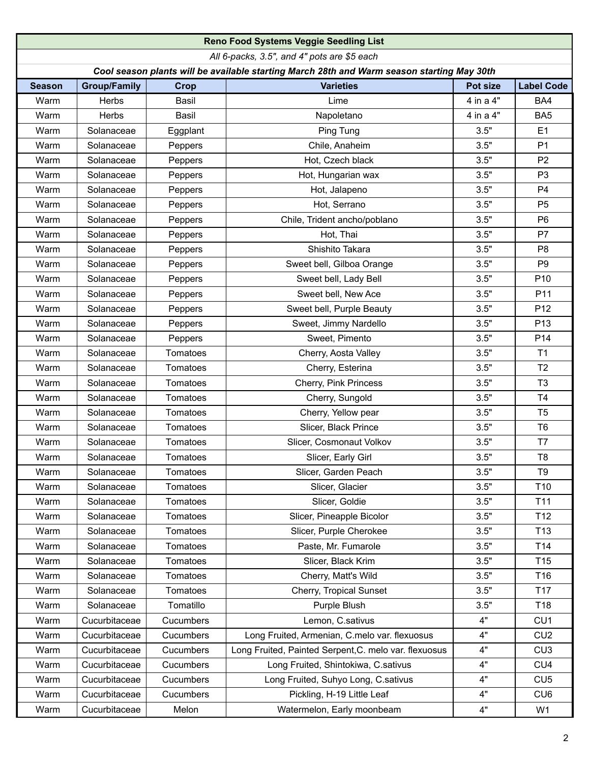| Reno Food Systems Veggie Seedling List | | | | | |
|---|---|---|---|---|---|
| *All 6-packs, 3.5", and 4" pots are $5 each* | | | | | |
| ***Cool season plants will be available starting March 28th and Warm season starting May 30th*** | | | | | |
| **Season** | **Group/Family** | **Crop** | **Varieties** | **Pot size** | **Label Code** |
| Warm | Herbs | Basil | Lime | 4 in a 4" | BA4 |
| Warm | Herbs | Basil | Napoletano | 4 in a 4" | BA5 |
| Warm | Solanaceae | Eggplant | Ping Tung | 3.5" | E1 |
| Warm | Solanaceae | Peppers | Chile, Anaheim | 3.5" | P1 |
| Warm | Solanaceae | Peppers | Hot, Czech black | 3.5" | P2 |
| Warm | Solanaceae | Peppers | Hot, Hungarian wax | 3.5" | P3 |
| Warm | Solanaceae | Peppers | Hot, Jalapeno | 3.5" | P4 |
| Warm | Solanaceae | Peppers | Hot, Serrano | 3.5" | P5 |
| Warm | Solanaceae | Peppers | Chile, Trident ancho/poblano | 3.5" | P6 |
| Warm | Solanaceae | Peppers | Hot, Thai | 3.5" | P7 |
| Warm | Solanaceae | Peppers | Shishito Takara | 3.5" | P8 |
| Warm | Solanaceae | Peppers | Sweet bell, Gilboa Orange | 3.5" | P9 |
| Warm | Solanaceae | Peppers | Sweet bell, Lady Bell | 3.5" | P10 |
| Warm | Solanaceae | Peppers | Sweet bell, New Ace | 3.5" | P11 |
| Warm | Solanaceae | Peppers | Sweet bell, Purple Beauty | 3.5" | P12 |
| Warm | Solanaceae | Peppers | Sweet, Jimmy Nardello | 3.5" | P13 |
| Warm | Solanaceae | Peppers | Sweet, Pimento | 3.5" | P14 |
| Warm | Solanaceae | Tomatoes | Cherry, Aosta Valley | 3.5" | T1 |
| Warm | Solanaceae | Tomatoes | Cherry, Esterina | 3.5" | T2 |
| Warm | Solanaceae | Tomatoes | Cherry, Pink Princess | 3.5" | T3 |
| Warm | Solanaceae | Tomatoes | Cherry, Sungold | 3.5" | T4 |
| Warm | Solanaceae | Tomatoes | Cherry, Yellow pear | 3.5" | T5 |
| Warm | Solanaceae | Tomatoes | Slicer, Black Prince | 3.5" | T6 |
| Warm | Solanaceae | Tomatoes | Slicer, Cosmonaut Volkov | 3.5" | T7 |
| Warm | Solanaceae | Tomatoes | Slicer, Early Girl | 3.5" | T8 |
| Warm | Solanaceae | Tomatoes | Slicer, Garden Peach | 3.5" | T9 |
| Warm | Solanaceae | Tomatoes | Slicer, Glacier | 3.5" | T10 |
| Warm | Solanaceae | Tomatoes | Slicer, Goldie | 3.5" | T11 |
| Warm | Solanaceae | Tomatoes | Slicer, Pineapple Bicolor | 3.5" | T12 |
| Warm | Solanaceae | Tomatoes | Slicer, Purple Cherokee | 3.5" | T13 |
| Warm | Solanaceae | Tomatoes | Paste, Mr. Fumarole | 3.5" | T14 |
| Warm | Solanaceae | Tomatoes | Slicer, Black Krim | 3.5" | T15 |
| Warm | Solanaceae | Tomatoes | Cherry, Matt's Wild | 3.5" | T16 |
| Warm | Solanaceae | Tomatoes | Cherry, Tropical Sunset | 3.5" | T17 |
| Warm | Solanaceae | Tomatillo | Purple Blush | 3.5" | T18 |
| Warm | Cucurbitaceae | Cucumbers | Lemon, C.sativus | 4" | CU1 |
| Warm | Cucurbitaceae | Cucumbers | Long Fruited, Armenian, C.melo var. flexuosus | 4" | CU2 |
| Warm | Cucurbitaceae | Cucumbers | Long Fruited, Painted Serpent,C. melo var. flexuosus | 4" | CU3 |
| Warm | Cucurbitaceae | Cucumbers | Long Fruited, Shintokiwa, C.sativus | 4" | CU4 |
| Warm | Cucurbitaceae | Cucumbers | Long Fruited, Suhyo Long, C.sativus | 4" | CU5 |
| Warm | Cucurbitaceae | Cucumbers | Pickling, H-19 Little Leaf | 4" | CU6 |
| Warm | Cucurbitaceae | Melon | Watermelon, Early moonbeam | 4" | W1 |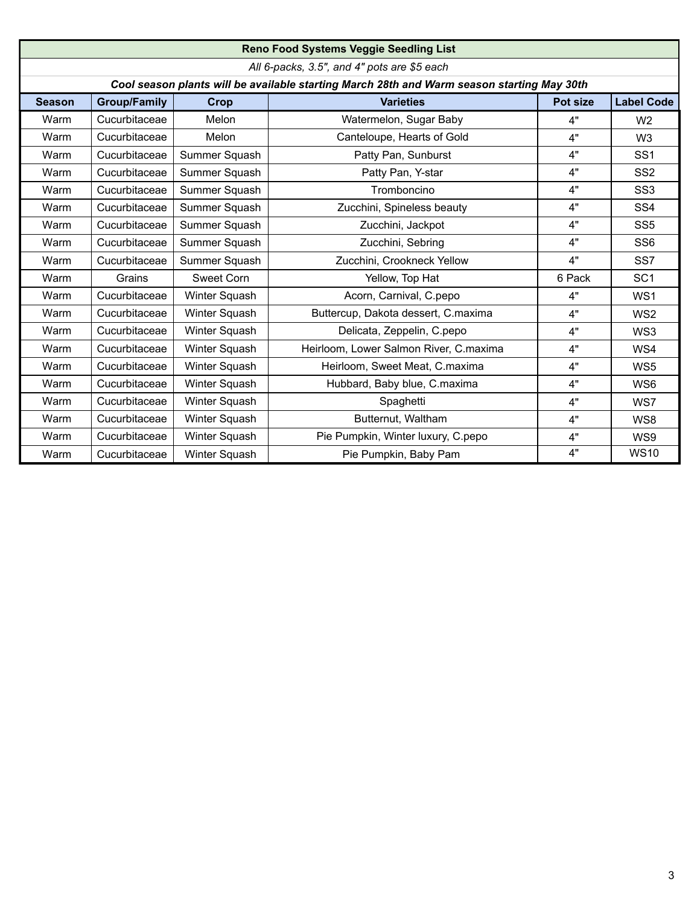| Reno Food Systems Veggie Seedling List | | | | | |
|---|---|---|---|---|---|
| *All 6-packs, 3.5", and 4" pots are $5 each* | | | | | |
| ***Cool season plants will be available starting March 28th and Warm season starting May 30th*** | | | | | |
| **Season** | **Group/Family** | **Crop** | **Varieties** | **Pot size** | **Label Code** |
| Warm | Cucurbitaceae | Melon | Watermelon, Sugar Baby | 4" | W2 |
| Warm | Cucurbitaceae | Melon | Canteloupe, Hearts of Gold | 4" | W3 |
| Warm | Cucurbitaceae | Summer Squash | Patty Pan, Sunburst | 4" | SS1 |
| Warm | Cucurbitaceae | Summer Squash | Patty Pan, Y-star | 4" | SS2 |
| Warm | Cucurbitaceae | Summer Squash | Tromboncino | 4" | SS3 |
| Warm | Cucurbitaceae | Summer Squash | Zucchini, Spineless beauty | 4" | SS4 |
| Warm | Cucurbitaceae | Summer Squash | Zucchini, Jackpot | 4" | SS5 |
| Warm | Cucurbitaceae | Summer Squash | Zucchini, Sebring | 4" | SS6 |
| Warm | Cucurbitaceae | Summer Squash | Zucchini, Crookneck Yellow | 4" | SS7 |
| Warm | Grains | Sweet Corn | Yellow, Top Hat | 6 Pack | SC1 |
| Warm | Cucurbitaceae | Winter Squash | Acorn, Carnival, C.pepo | 4" | WS1 |
| Warm | Cucurbitaceae | Winter Squash | Buttercup, Dakota dessert, C.maxima | 4" | WS2 |
| Warm | Cucurbitaceae | Winter Squash | Delicata, Zeppelin, C.pepo | 4" | WS3 |
| Warm | Cucurbitaceae | Winter Squash | Heirloom, Lower Salmon River, C.maxima | 4" | WS4 |
| Warm | Cucurbitaceae | Winter Squash | Heirloom, Sweet Meat, C.maxima | 4" | WS5 |
| Warm | Cucurbitaceae | Winter Squash | Hubbard, Baby blue, C.maxima | 4" | WS6 |
| Warm | Cucurbitaceae | Winter Squash | Spaghetti | 4" | WS7 |
| Warm | Cucurbitaceae | Winter Squash | Butternut, Waltham | 4" | WS8 |
| Warm | Cucurbitaceae | Winter Squash | Pie Pumpkin, Winter luxury, C.pepo | 4" | WS9 |
| Warm | Cucurbitaceae | Winter Squash | Pie Pumpkin, Baby Pam | 4" | WS10 |